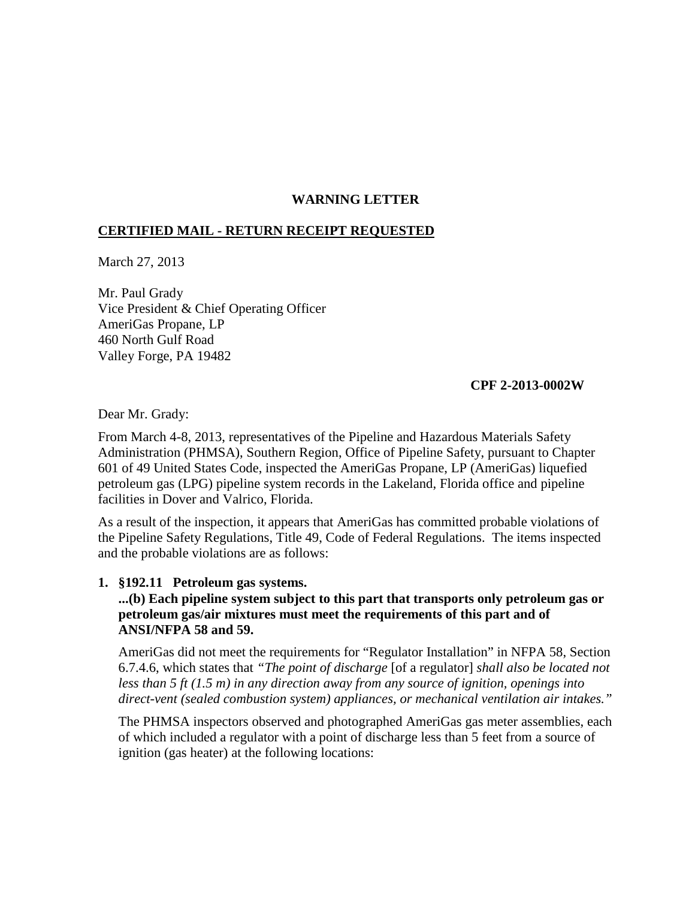**WARNING LETTER**

**CERTIFIED MAIL - RETURN RECEIPT REQUESTED**

March 27, 2013

Mr. Paul Grady
Vice President & Chief Operating Officer
AmeriGas Propane, LP
460 North Gulf Road
Valley Forge, PA 19482

**CPF 2-2013-0002W**

Dear Mr. Grady:

From March 4-8, 2013, representatives of the Pipeline and Hazardous Materials Safety Administration (PHMSA), Southern Region, Office of Pipeline Safety, pursuant to Chapter 601 of 49 United States Code, inspected the AmeriGas Propane, LP (AmeriGas) liquefied petroleum gas (LPG) pipeline system records in the Lakeland, Florida office and pipeline facilities in Dover and Valrico, Florida.

As a result of the inspection, it appears that AmeriGas has committed probable violations of the Pipeline Safety Regulations, Title 49, Code of Federal Regulations. The items inspected and the probable violations are as follows:

1. **§192.11 Petroleum gas systems.**
   **...(b) Each pipeline system subject to this part that transports only petroleum gas or petroleum gas/air mixtures must meet the requirements of this part and of ANSI/NFPA 58 and 59.**

   AmeriGas did not meet the requirements for "Regulator Installation" in NFPA 58, Section 6.7.4.6, which states that *"The point of discharge* [of a regulator] *shall also be located not less than 5 ft (1.5 m) in any direction away from any source of ignition, openings into direct-vent (sealed combustion system) appliances, or mechanical ventilation air intakes."*

   The PHMSA inspectors observed and photographed AmeriGas gas meter assemblies, each of which included a regulator with a point of discharge less than 5 feet from a source of ignition (gas heater) at the following locations: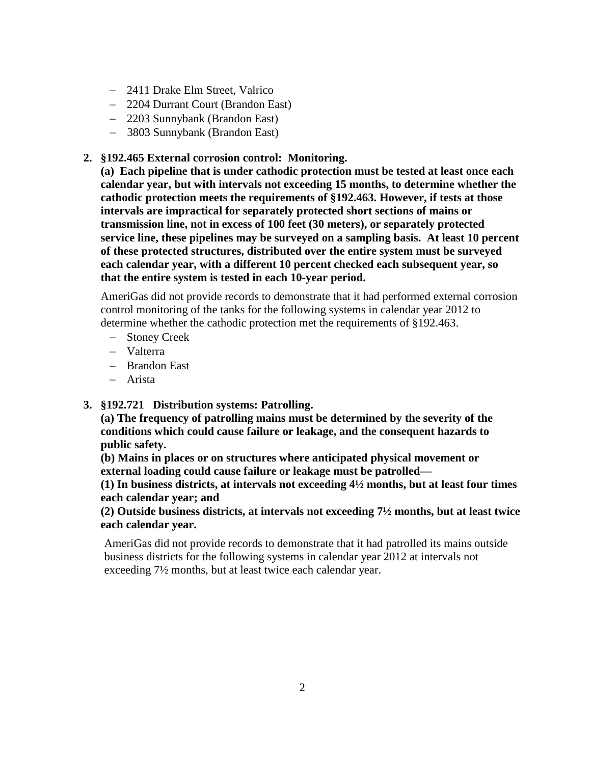- 2411 Drake Elm Street, Valrico
- 2204 Durrant Court (Brandon East)
- 2203 Sunnybank (Brandon East)
- 3803 Sunnybank (Brandon East)

2. **§192.465 External corrosion control: Monitoring.**

   **(a) Each pipeline that is under cathodic protection must be tested at least once each calendar year, but with intervals not exceeding 15 months, to determine whether the cathodic protection meets the requirements of §192.463. However, if tests at those intervals are impractical for separately protected short sections of mains or transmission line, not in excess of 100 feet (30 meters), or separately protected service line, these pipelines may be surveyed on a sampling basis. At least 10 percent of these protected structures, distributed over the entire system must be surveyed each calendar year, with a different 10 percent checked each subsequent year, so that the entire system is tested in each 10-year period.**

   AmeriGas did not provide records to demonstrate that it had performed external corrosion control monitoring of the tanks for the following systems in calendar year 2012 to determine whether the cathodic protection met the requirements of §192.463.

   - Stoney Creek
   - Valterra
   - Brandon East
   - Arista

3. **§192.721 Distribution systems: Patrolling.**

   **(a) The frequency of patrolling mains must be determined by the severity of the conditions which could cause failure or leakage, and the consequent hazards to public safety.**

   **(b) Mains in places or on structures where anticipated physical movement or external loading could cause failure or leakage must be patrolled—**

   **(1) In business districts, at intervals not exceeding 4½ months, but at least four times each calendar year; and**

   **(2) Outside business districts, at intervals not exceeding 7½ months, but at least twice each calendar year.**

   AmeriGas did not provide records to demonstrate that it had patrolled its mains outside business districts for the following systems in calendar year 2012 at intervals not exceeding 7½ months, but at least twice each calendar year.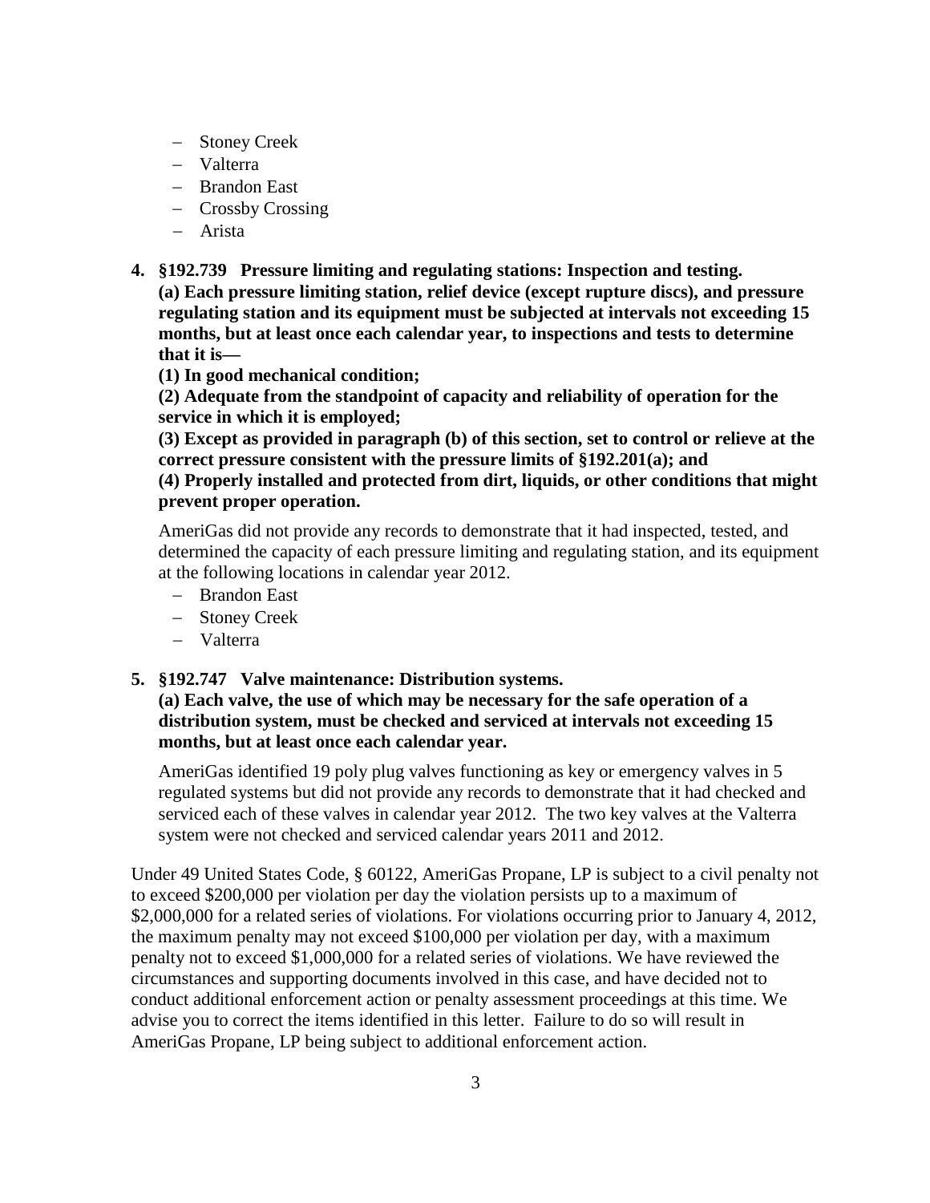- Stoney Creek
- Valterra
- Brandon East
- Crossby Crossing
- Arista

**4. §192.739 Pressure limiting and regulating stations: Inspection and testing.**
**(a) Each pressure limiting station, relief device (except rupture discs), and pressure regulating station and its equipment must be subjected at intervals not exceeding 15 months, but at least once each calendar year, to inspections and tests to determine that it is—**
**(1) In good mechanical condition;**
**(2) Adequate from the standpoint of capacity and reliability of operation for the service in which it is employed;**
**(3) Except as provided in paragraph (b) of this section, set to control or relieve at the correct pressure consistent with the pressure limits of §192.201(a); and**
**(4) Properly installed and protected from dirt, liquids, or other conditions that might prevent proper operation.**

AmeriGas did not provide any records to demonstrate that it had inspected, tested, and determined the capacity of each pressure limiting and regulating station, and its equipment at the following locations in calendar year 2012.

- Brandon East
- Stoney Creek
- Valterra

**5. §192.747 Valve maintenance: Distribution systems.**
**(a) Each valve, the use of which may be necessary for the safe operation of a distribution system, must be checked and serviced at intervals not exceeding 15 months, but at least once each calendar year.**

AmeriGas identified 19 poly plug valves functioning as key or emergency valves in 5 regulated systems but did not provide any records to demonstrate that it had checked and serviced each of these valves in calendar year 2012. The two key valves at the Valterra system were not checked and serviced calendar years 2011 and 2012.

Under 49 United States Code, § 60122, AmeriGas Propane, LP is subject to a civil penalty not to exceed $200,000 per violation per day the violation persists up to a maximum of $2,000,000 for a related series of violations. For violations occurring prior to January 4, 2012, the maximum penalty may not exceed $100,000 per violation per day, with a maximum penalty not to exceed $1,000,000 for a related series of violations. We have reviewed the circumstances and supporting documents involved in this case, and have decided not to conduct additional enforcement action or penalty assessment proceedings at this time. We advise you to correct the items identified in this letter. Failure to do so will result in AmeriGas Propane, LP being subject to additional enforcement action.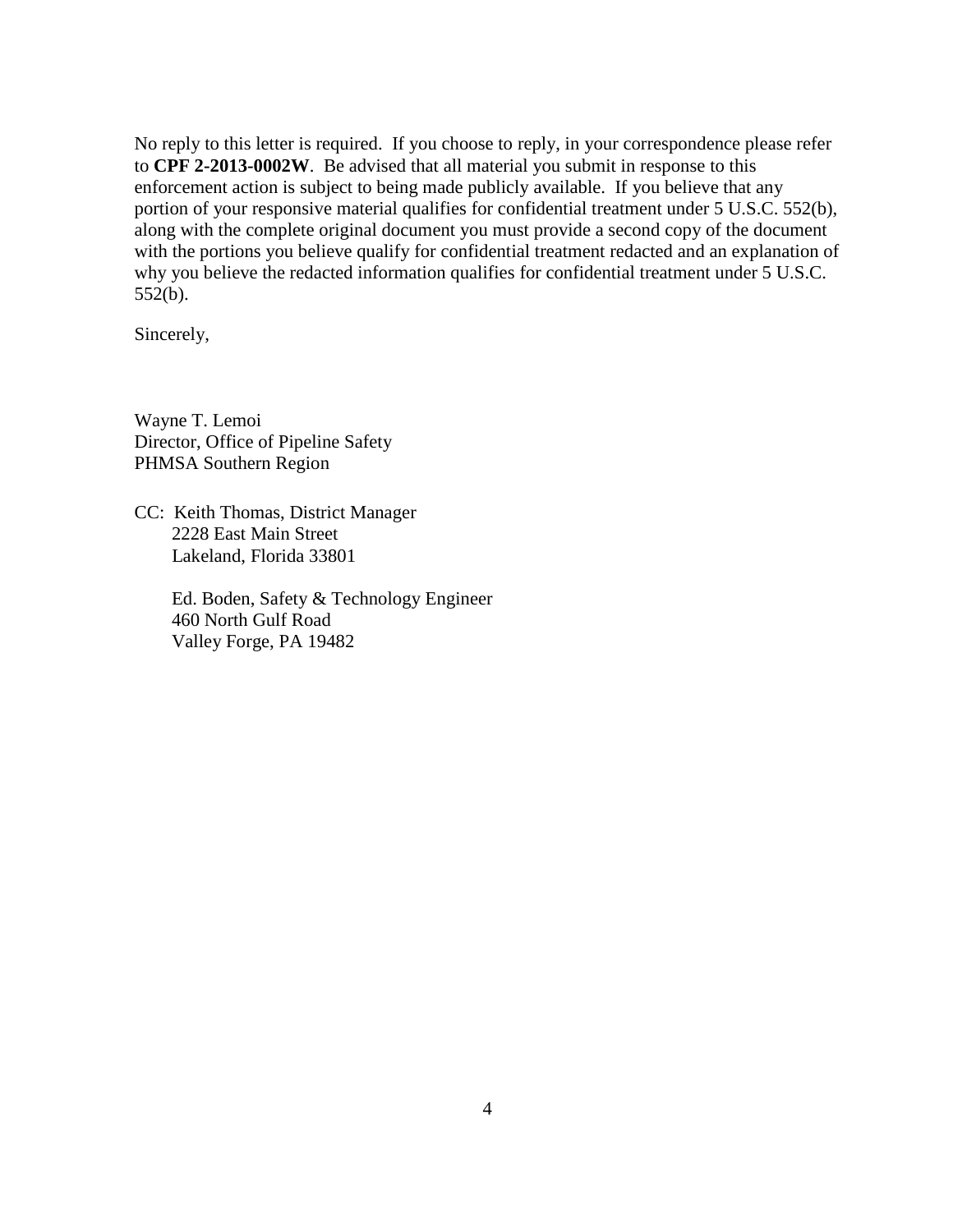No reply to this letter is required. If you choose to reply, in your correspondence please refer to **CPF 2-2013-0002W**. Be advised that all material you submit in response to this enforcement action is subject to being made publicly available. If you believe that any portion of your responsive material qualifies for confidential treatment under 5 U.S.C. 552(b), along with the complete original document you must provide a second copy of the document with the portions you believe qualify for confidential treatment redacted and an explanation of why you believe the redacted information qualifies for confidential treatment under 5 U.S.C. 552(b).

Sincerely,

Wayne T. Lemoi
Director, Office of Pipeline Safety
PHMSA Southern Region

CC: Keith Thomas, District Manager
2228 East Main Street
Lakeland, Florida 33801

Ed. Boden, Safety & Technology Engineer
460 North Gulf Road
Valley Forge, PA 19482